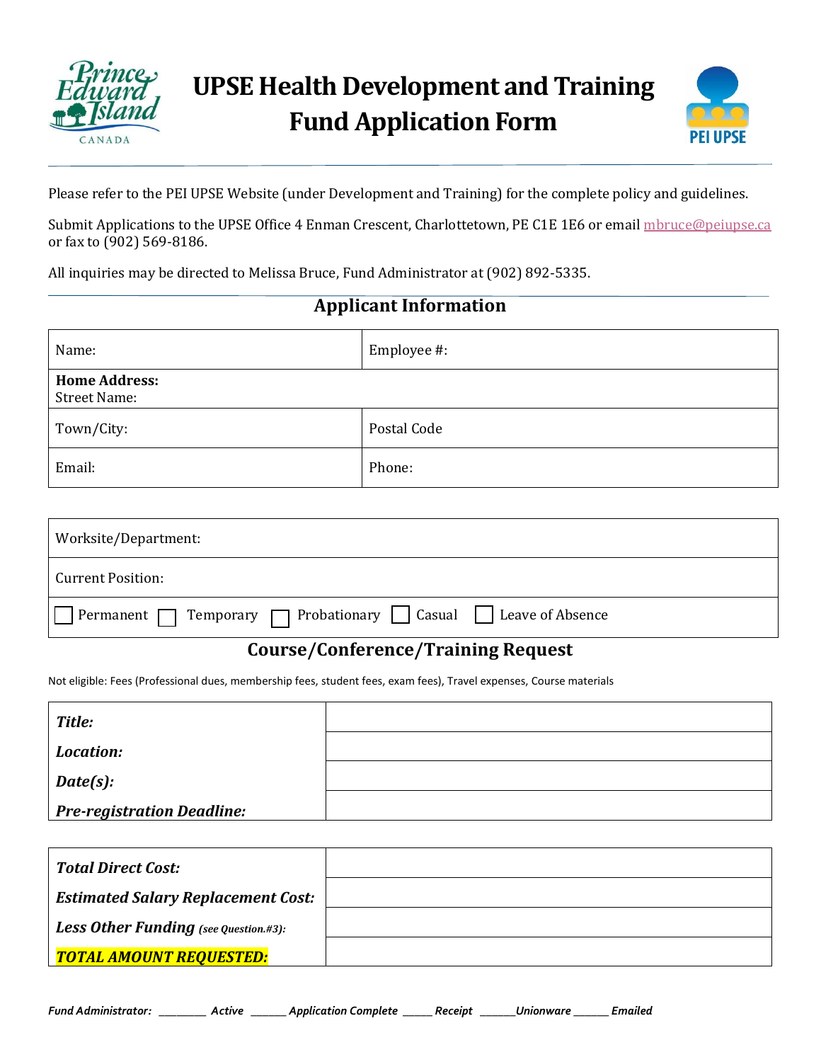# UPSE Health Development and Training Fund Application Form

Please refer to the PEI UPSE Website (under Development and Training) for the complete policy and guidelines.

Submit Applications to the UPSE Office 4 Enman Crescent, Charlottetown, PE C1E 1E6 or email mbruce@peiupse.ca or fax to (902) 569-8186.

All inquiries may be directed to Melissa Bruce, Fund Administrator at (902) 892-5335.

## Applicant Information

| Name: | Employee #: |
|---|---|
| **Home Address:** Street Name: | |
| Town/City: | Postal Code |
| Email: | Phone: |

| Worksite/Department: |
|---|
| Current Position: |
| ☐ Permanent ☐ Temporary ☐ Probationary ☐ Casual ☐ Leave of Absence |

## Course/Conference/Training Request

Not eligible: Fees (Professional dues, membership fees, student fees, exam fees), Travel expenses, Course materials

| | |
|---|---|
| ***Title:*** | |
| ***Location:*** | |
| ***Date(s):*** | |
| ***Pre-registration Deadline:*** | |

| | |
|---|---|
| ***Total Direct Cost:*** | |
| ***Estimated Salary Replacement Cost:*** | |
| ***Less Other Funding** (see Question.#3):* | |
| ***TOTAL AMOUNT REQUESTED:*** | |

***Fund Administrator:** ________ Active ______ Application Complete _____ Receipt ______Unionware ______ Emailed*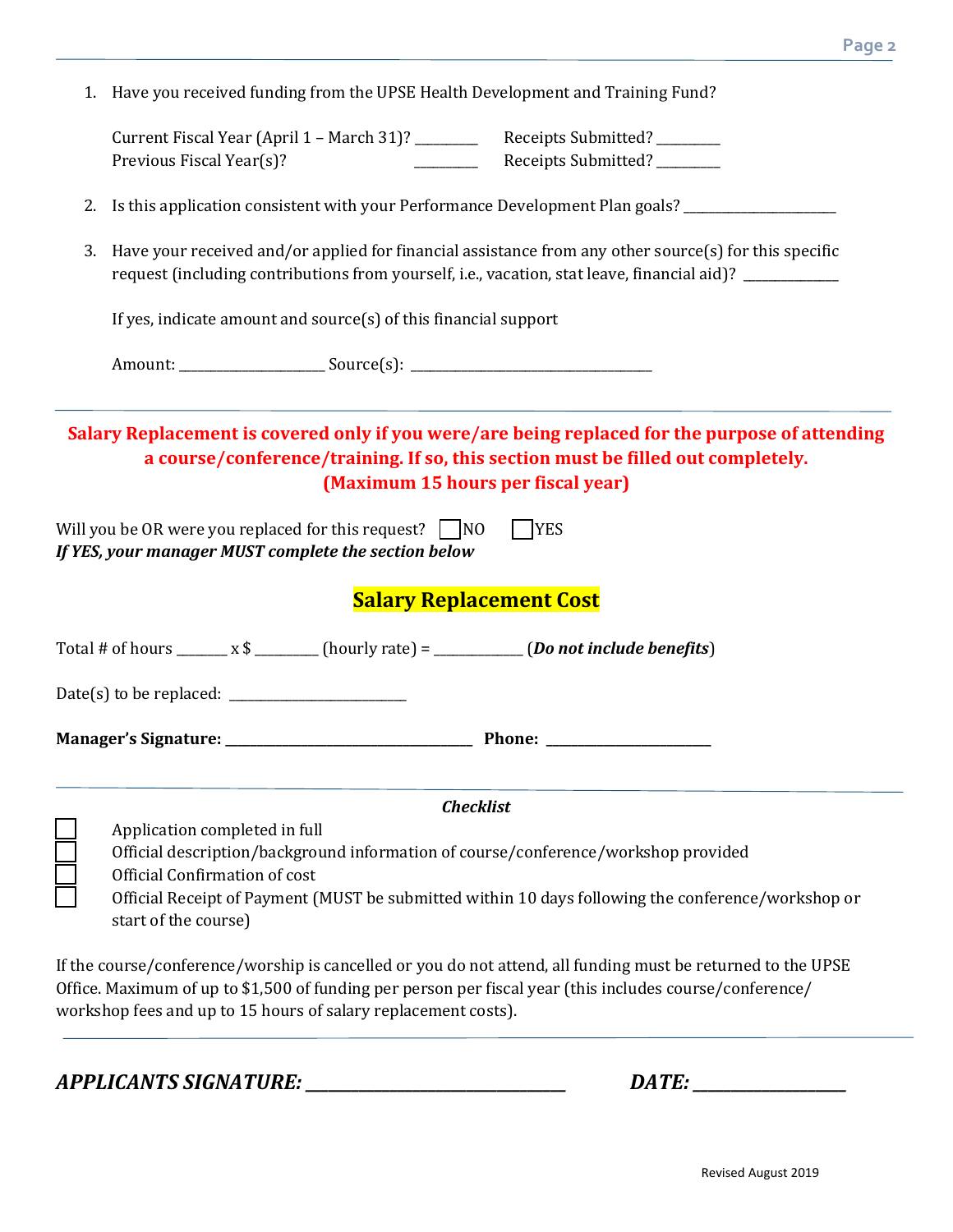1. Have you received funding from the UPSE Health Development and Training Fund?

   Current Fiscal Year (April 1 – March 31)? ________ Receipts Submitted? ________
   Previous Fiscal Year(s)? ________ Receipts Submitted? ________

2. Is this application consistent with your Performance Development Plan goals? ____________________

3. Have your received and/or applied for financial assistance from any other source(s) for this specific request (including contributions from yourself, i.e., vacation, stat leave, financial aid)? ____________

   If yes, indicate amount and source(s) of this financial support

   Amount: ____________________ Source(s): ________________________________

---

**Salary Replacement is covered only if you were/are being replaced for the purpose of attending a course/conference/training. If so, this section must be filled out completely. (Maximum 15 hours per fiscal year)**

Will you be OR were you replaced for this request? ☐ NO ☐ YES
***If YES, your manager MUST complete the section below***

## Salary Replacement Cost

Total # of hours ______ x $ ________ (hourly rate) = ___________ (***Do not include benefits***)

Date(s) to be replaced: ________________________

**Manager's Signature: ________________________________ Phone: ____________________**

---

***Checklist***

- ☐ Application completed in full
- ☐ Official description/background information of course/conference/workshop provided
- ☐ Official Confirmation of cost
- ☐ Official Receipt of Payment (MUST be submitted within 10 days following the conference/workshop or start of the course)

If the course/conference/worship is cancelled or you do not attend, all funding must be returned to the UPSE Office. Maximum of up to $1,500 of funding per person per fiscal year (this includes course/conference/ workshop fees and up to 15 hours of salary replacement costs).

---

***APPLICANTS SIGNATURE: ______________________________ DATE: ________________***

Revised August 2019